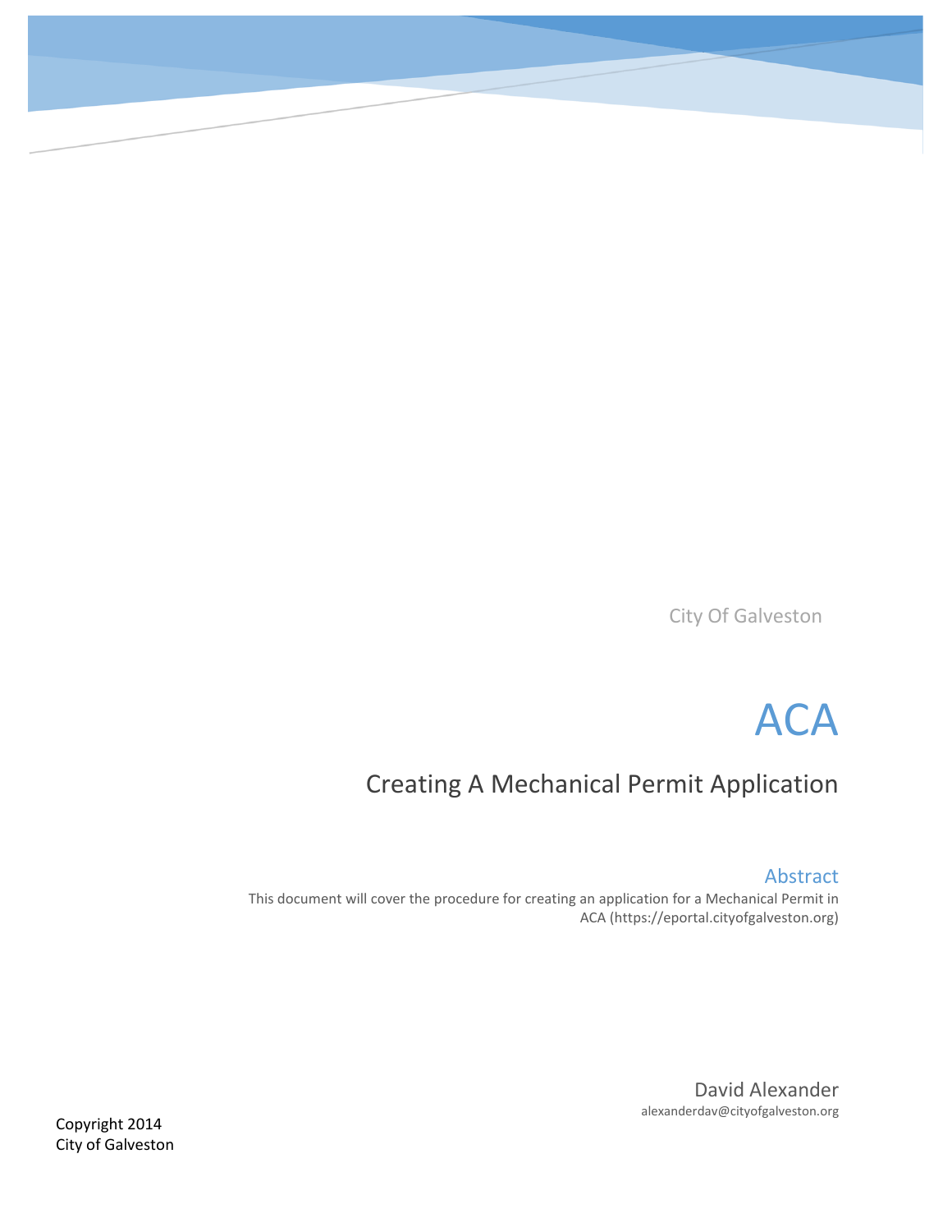City Of Galveston

# ACA

## Creating A Mechanical Permit Application

### Abstract

This document will cover the procedure for creating an application for a Mechanical Permit in ACA (https://eportal.cityofgalveston.org)

David Alexander
alexanderdav@cityofgalveston.org

Copyright 2014
City of Galveston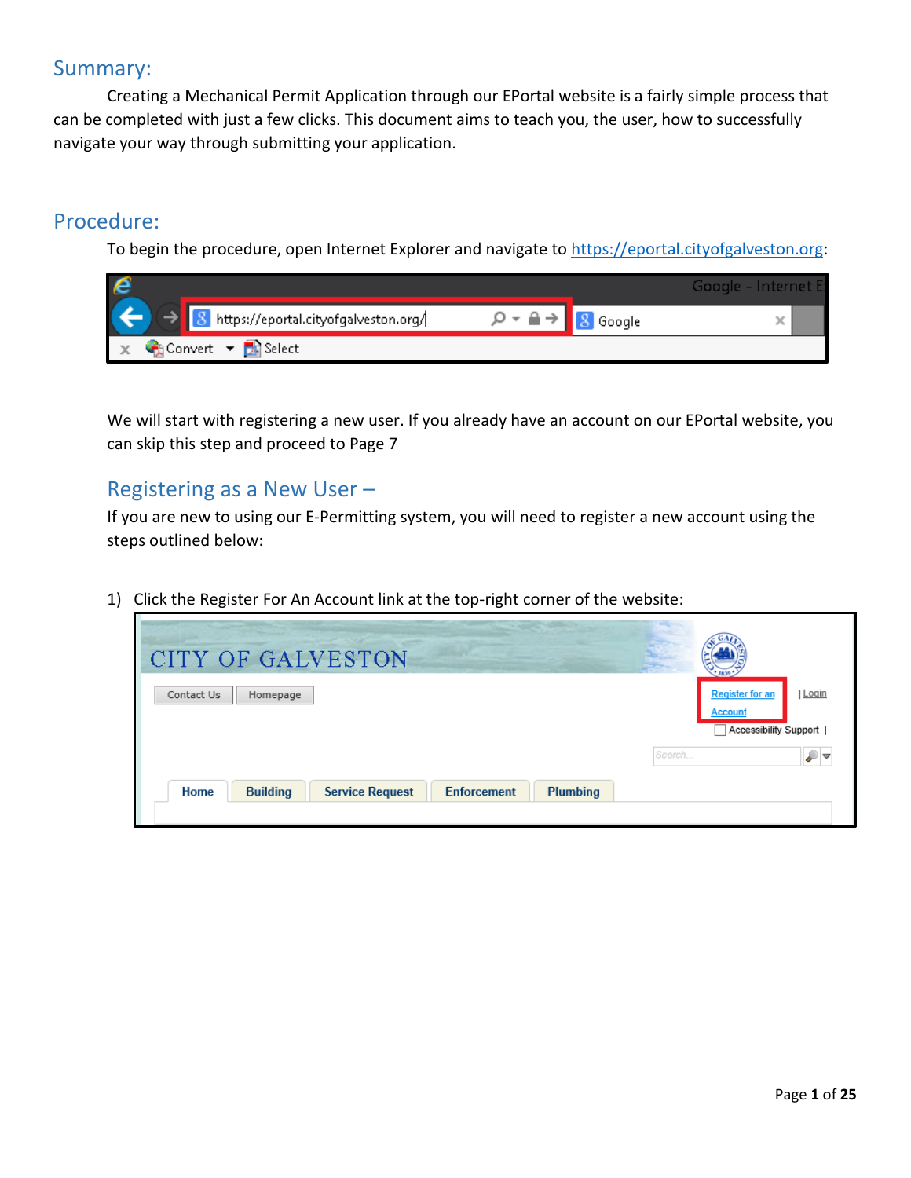## Summary:

Creating a Mechanical Permit Application through our EPortal website is a fairly simple process that can be completed with just a few clicks. This document aims to teach you, the user, how to successfully navigate your way through submitting your application.

## Procedure:

To begin the procedure, open Internet Explorer and navigate to https://eportal.cityofgalveston.org:

We will start with registering a new user. If you already have an account on our EPortal website, you can skip this step and proceed to Page 7

### Registering as a New User –

If you are new to using our E-Permitting system, you will need to register a new account using the steps outlined below:

1) Click the Register For An Account link at the top-right corner of the website: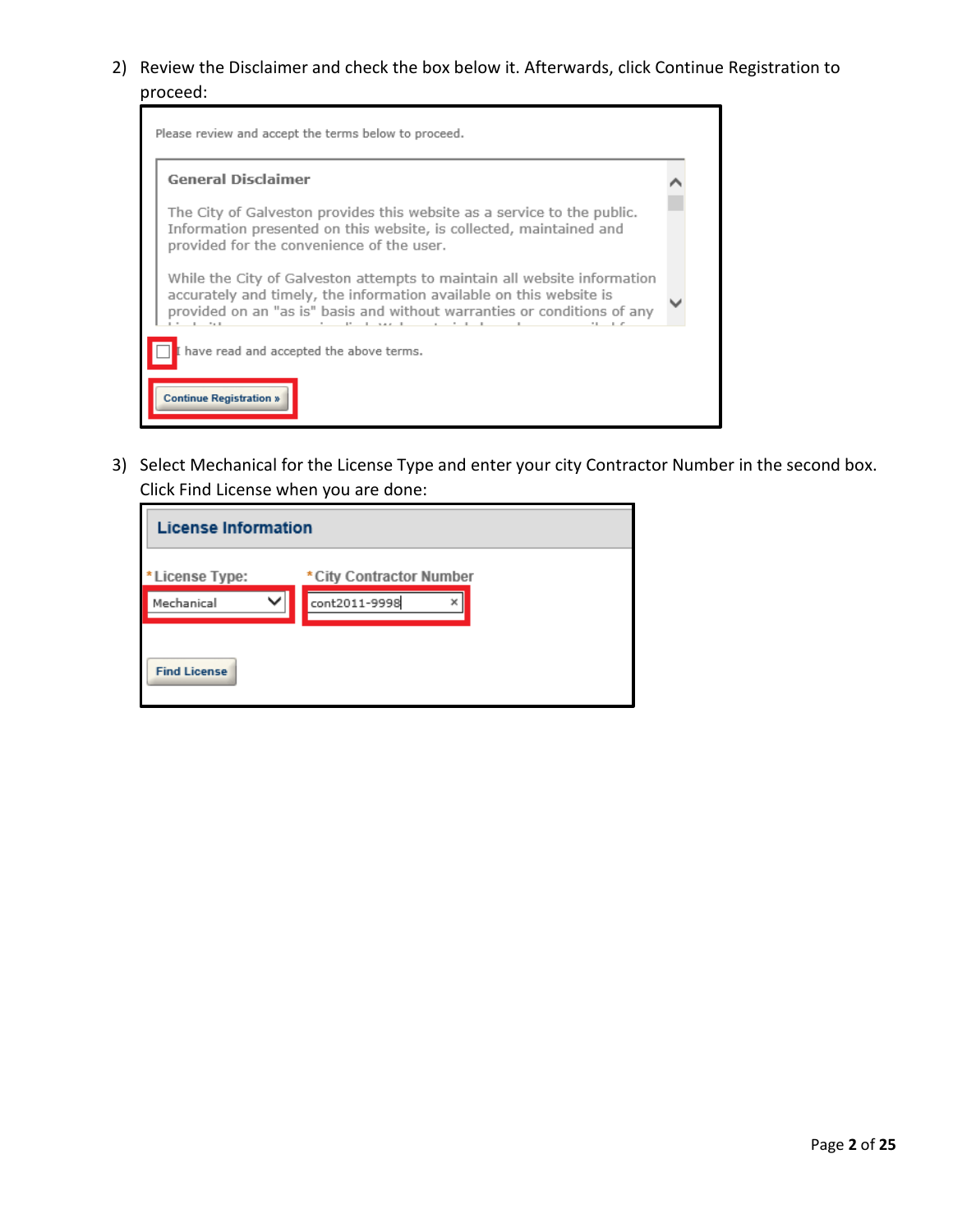2) Review the Disclaimer and check the box below it. Afterwards, click Continue Registration to proceed:

Please review and accept the terms below to proceed.

**General Disclaimer**

The City of Galveston provides this website as a service to the public. Information presented on this website, is collected, maintained and provided for the convenience of the user.

While the City of Galveston attempts to maintain all website information accurately and timely, the information available on this website is provided on an "as is" basis and without warranties or conditions of any

I have read and accepted the above terms.

Continue Registration »

3) Select Mechanical for the License Type and enter your city Contractor Number in the second box. Click Find License when you are done:

**License Information**

*License Type: Mechanical

*City Contractor Number: cont2011-9998

Find License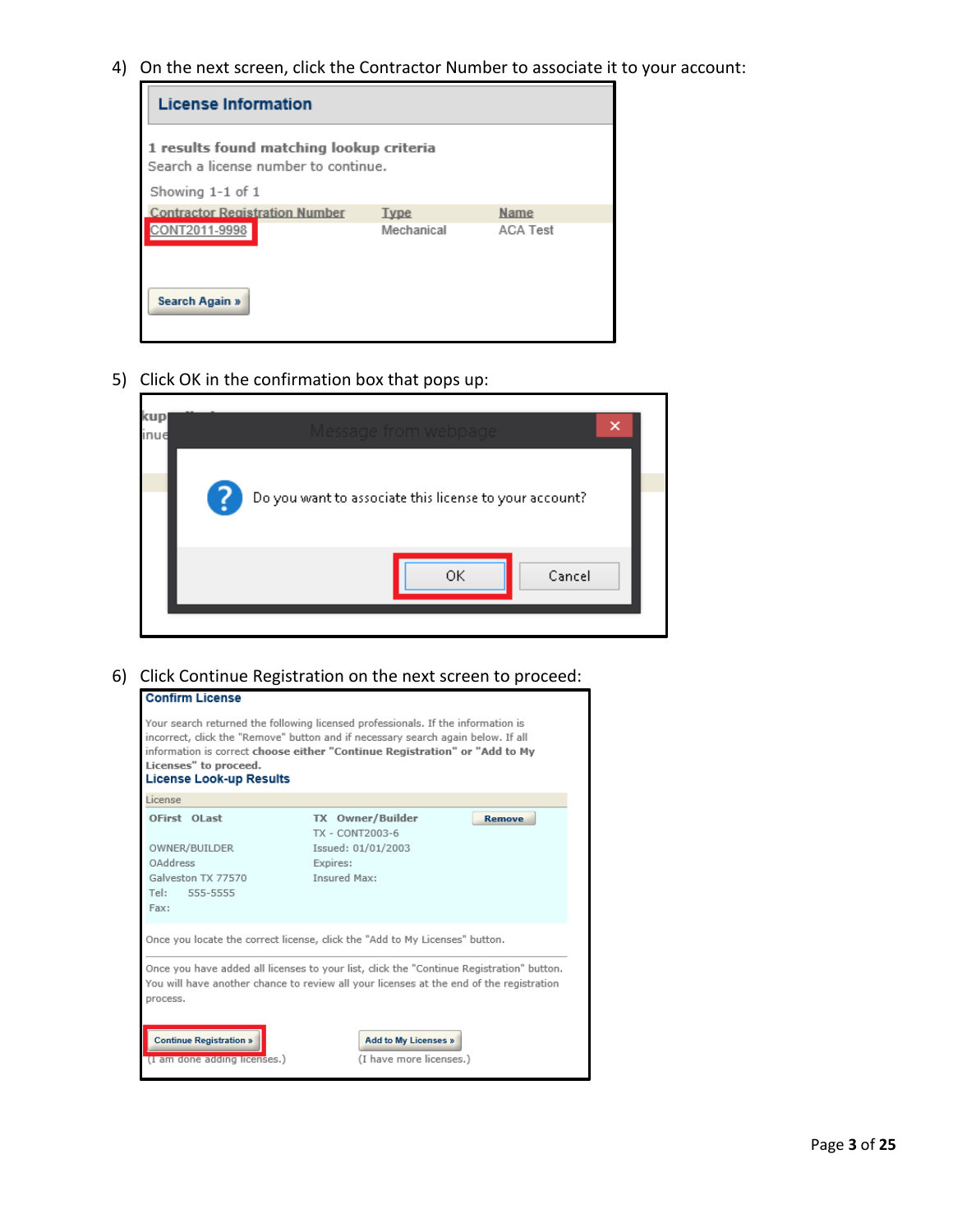4) On the next screen, click the Contractor Number to associate it to your account:

**License Information**

**1 results found matching lookup criteria**
Search a license number to continue.

Showing 1-1 of 1

| Contractor Registration Number | Type | Name |
|---|---|---|
| CONT2011-9998 | Mechanical | ACA Test |

Search Again »

5) Click OK in the confirmation box that pops up:

Message from webpage

Do you want to associate this license to your account?

OK | Cancel

6) Click Continue Registration on the next screen to proceed:

**Confirm License**

Your search returned the following licensed professionals. If the information is incorrect, click the "Remove" button and if necessary search again below. If all information is correct **choose either "Continue Registration" or "Add to My Licenses" to proceed.**

**License Look-up Results**

License

OFirst OLast — TX Owner/Builder — Remove

TX - CONT2003-6

OWNER/BUILDER — Issued: 01/01/2003

OAddress — Expires:

Galveston TX 77570 — Insured Max:

Tel: 555-5555

Fax:

Once you locate the correct license, click the "Add to My Licenses" button.

Once you have added all licenses to your list, click the "Continue Registration" button. You will have another chance to review all your licenses at the end of the registration process.

Continue Registration » (I am done adding licenses.)

Add to My Licenses » (I have more licenses.)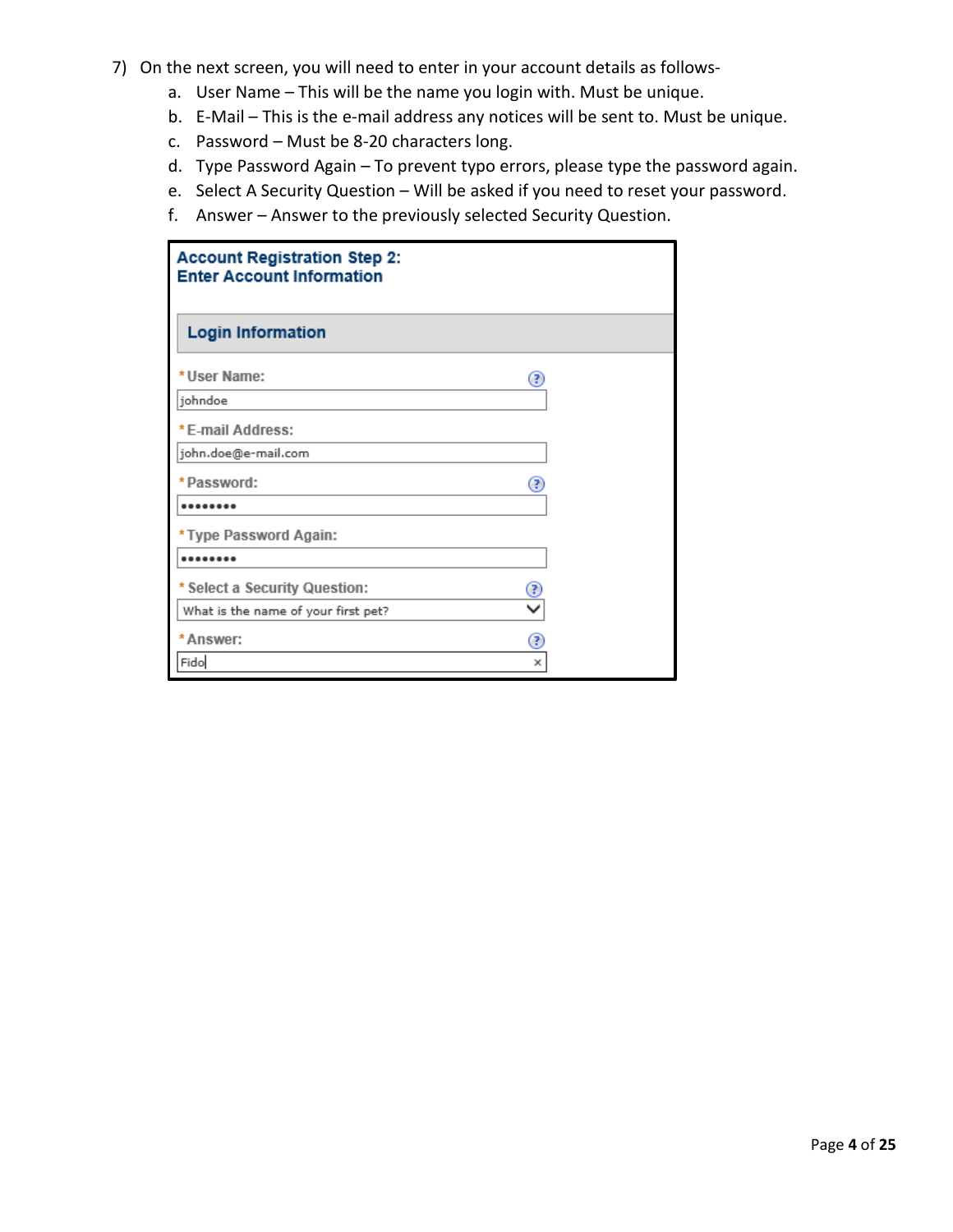7) On the next screen, you will need to enter in your account details as follows-
   a. User Name – This will be the name you login with. Must be unique.
   b. E-Mail – This is the e-mail address any notices will be sent to. Must be unique.
   c. Password – Must be 8-20 characters long.
   d. Type Password Again – To prevent typo errors, please type the password again.
   e. Select A Security Question – Will be asked if you need to reset your password.
   f. Answer – Answer to the previously selected Security Question.

**Account Registration Step 2:**
**Enter Account Information**

**Login Information**

*User Name:
johndoe

*E-mail Address:
john.doe@e-mail.com

*Password:
••••••••

*Type Password Again:
••••••••

*Select a Security Question:
What is the name of your first pet?

*Answer:
Fido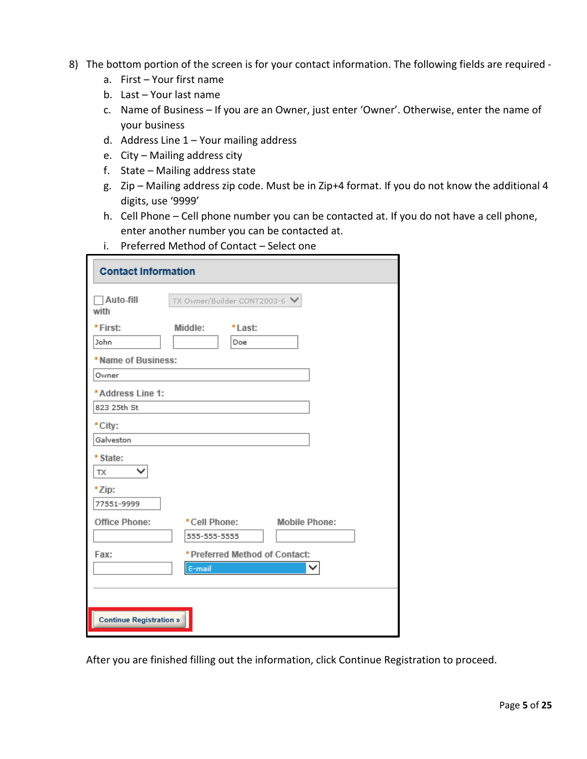8) The bottom portion of the screen is for your contact information. The following fields are required -
    a. First – Your first name
    b. Last – Your last name
    c. Name of Business – If you are an Owner, just enter 'Owner'. Otherwise, enter the name of your business
    d. Address Line 1 – Your mailing address
    e. City – Mailing address city
    f. State – Mailing address state
    g. Zip – Mailing address zip code. Must be in Zip+4 format. If you do not know the additional 4 digits, use '9999'
    h. Cell Phone – Cell phone number you can be contacted at. If you do not have a cell phone, enter another number you can be contacted at.
    i. Preferred Method of Contact – Select one

After you are finished filling out the information, click Continue Registration to proceed.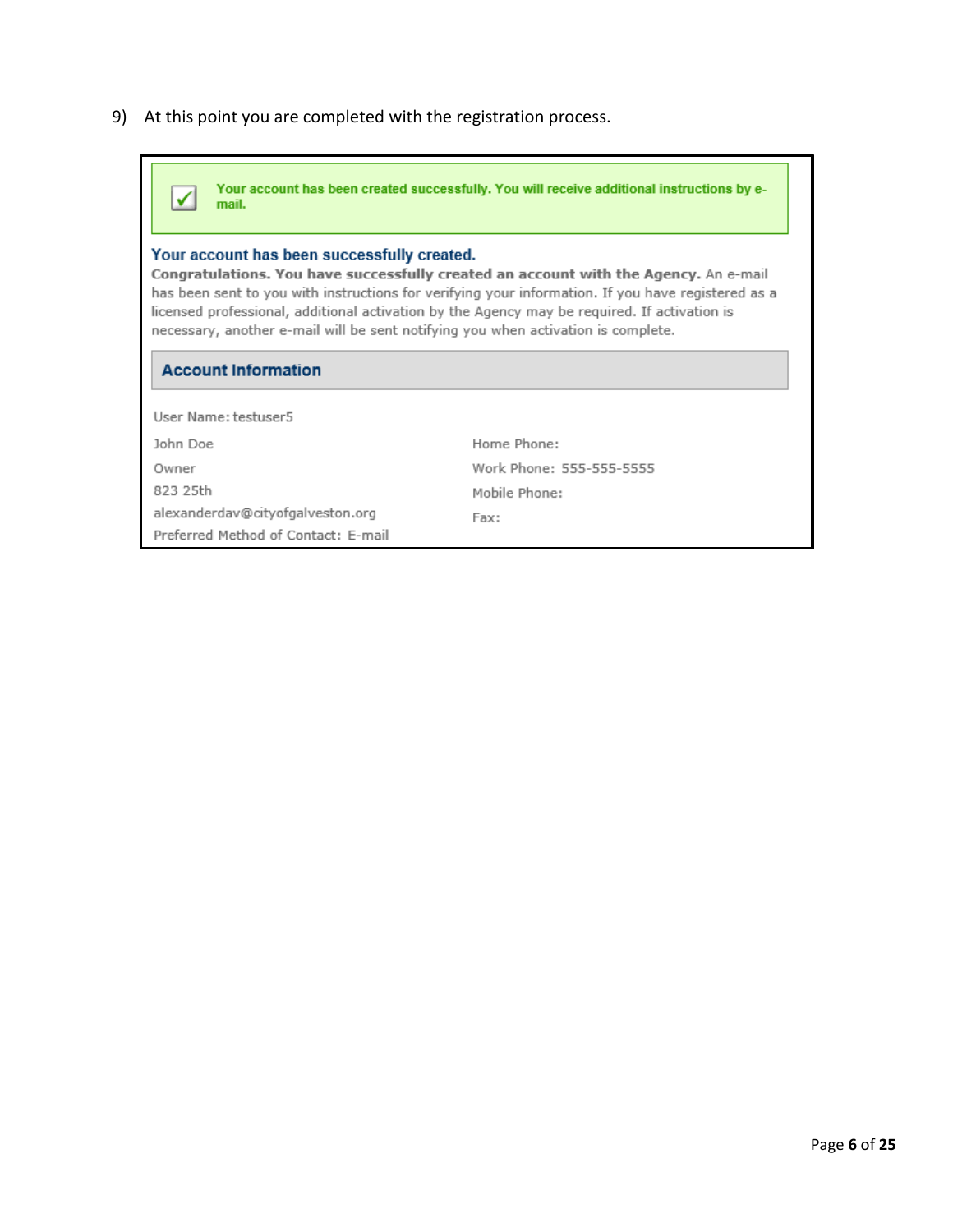9) At this point you are completed with the registration process.

✓ Your account has been created successfully. You will receive additional instructions by e-mail.

**Your account has been successfully created.**

**Congratulations. You have successfully created an account with the Agency.** An e-mail has been sent to you with instructions for verifying your information. If you have registered as a licensed professional, additional activation by the Agency may be required. If activation is necessary, another e-mail will be sent notifying you when activation is complete.

**Account Information**

User Name: testuser5

| | |
|---|---|
| John Doe | Home Phone: |
| Owner | Work Phone: 555-555-5555 |
| 823 25th | Mobile Phone: |
| alexanderdav@cityofgalveston.org | Fax: |
| Preferred Method of Contact: E-mail | |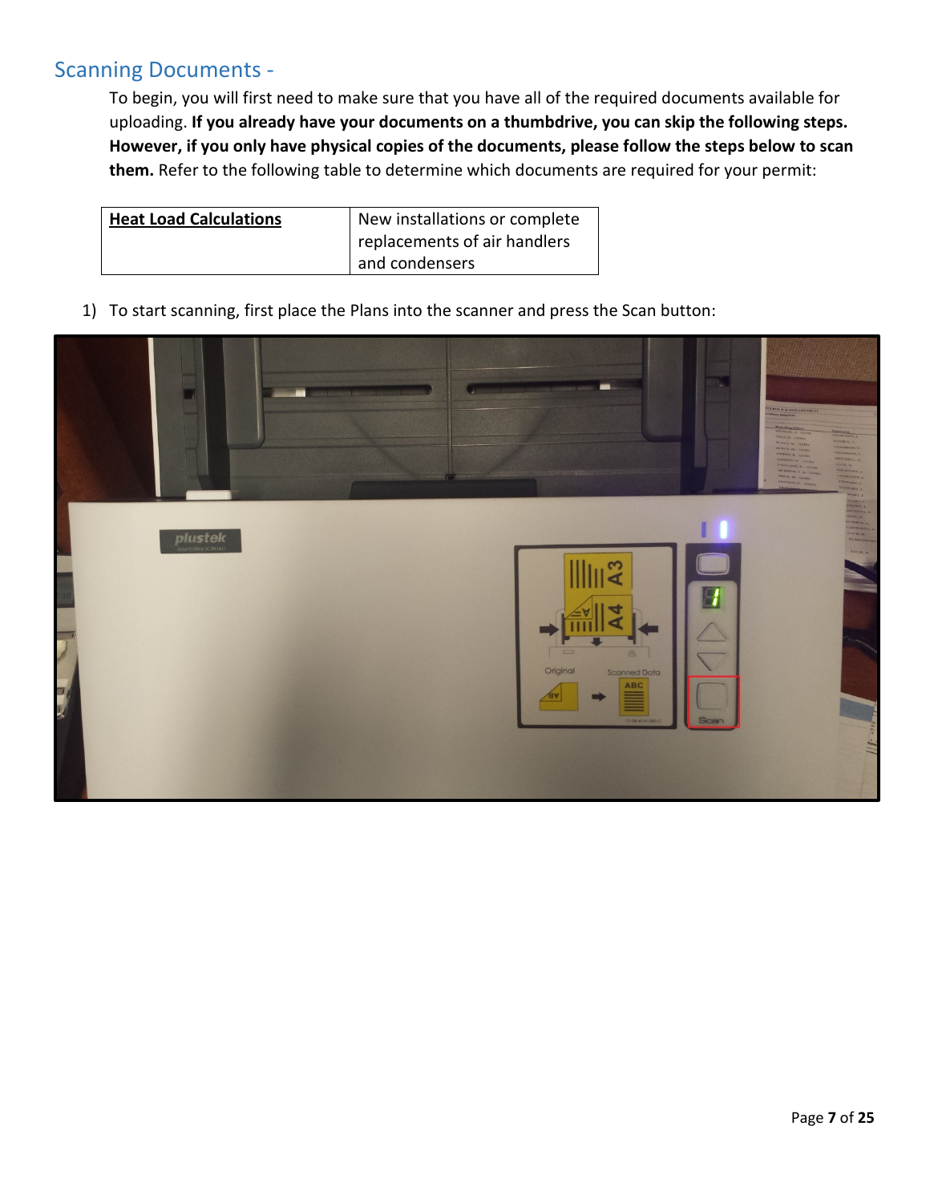## Scanning Documents -

To begin, you will first need to make sure that you have all of the required documents available for uploading. **If you already have your documents on a thumbdrive, you can skip the following steps. However, if you only have physical copies of the documents, please follow the steps below to scan them.** Refer to the following table to determine which documents are required for your permit:

| **Heat Load Calculations** | New installations or complete replacements of air handlers and condensers |
|---|---|

1) To start scanning, first place the Plans into the scanner and press the Scan button: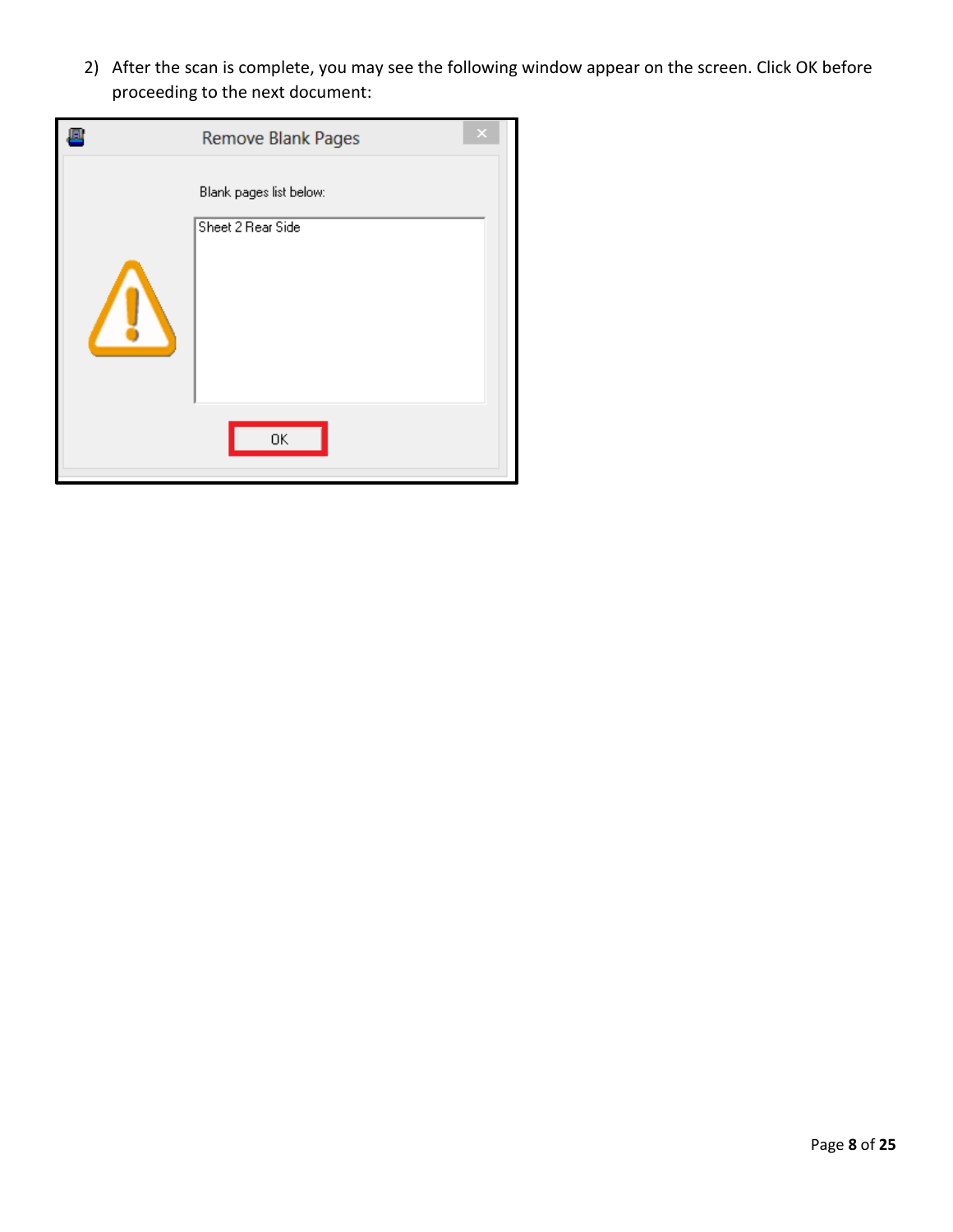2) After the scan is complete, you may see the following window appear on the screen. Click OK before proceeding to the next document: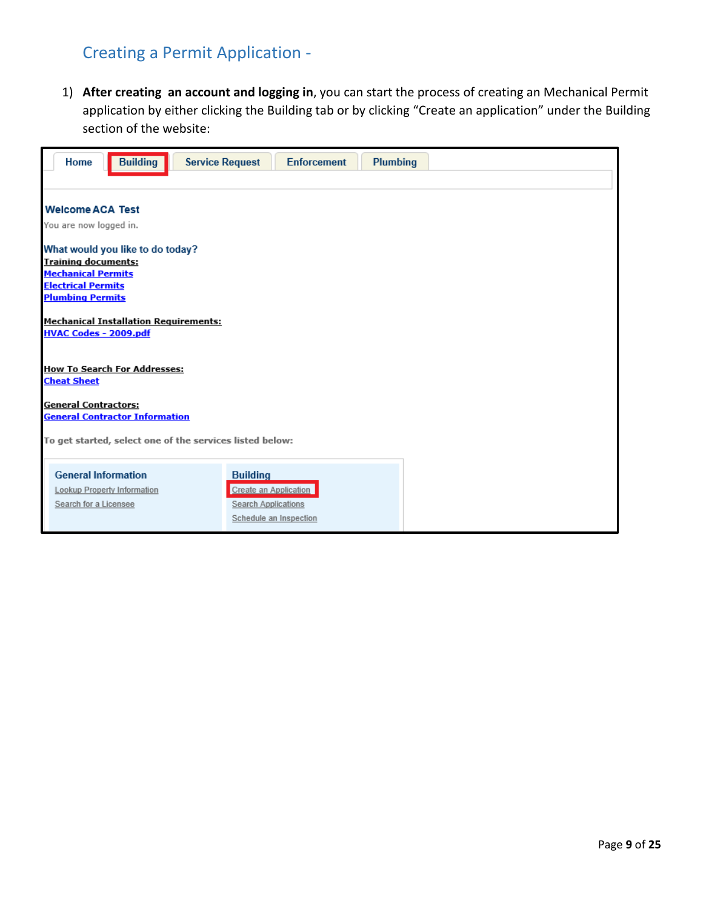## Creating a Permit Application -

1) **After creating an account and logging in**, you can start the process of creating an Mechanical Permit application by either clicking the Building tab or by clicking "Create an application" under the Building section of the website:

Home | Building | Service Request | Enforcement | Plumbing

**Welcome ACA Test**

You are now logged in.

What would you like to do today?

**Training documents:**

Mechanical Permits

Electrical Permits

Plumbing Permits

**Mechanical Installation Requirements:**

HVAC Codes - 2009.pdf

**How To Search For Addresses:**

Cheat Sheet

**General Contractors:**

General Contractor Information

To get started, select one of the services listed below:

| General Information | Building |
|---|---|
| Lookup Property Information | Create an Application |
| Search for a Licensee | Search Applications |
| | Schedule an Inspection |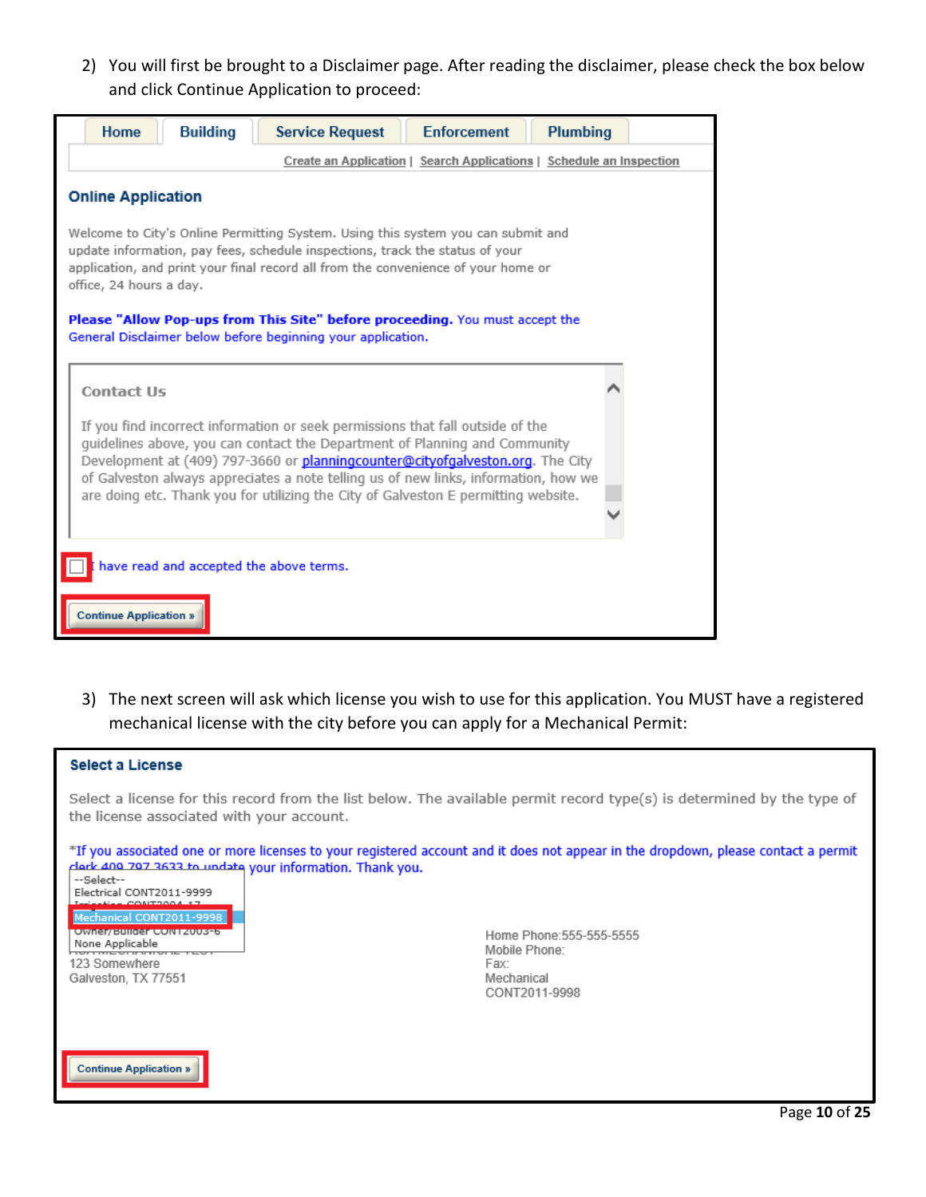2) You will first be brought to a Disclaimer page. After reading the disclaimer, please check the box below and click Continue Application to proceed:

Home | Building | Service Request | Enforcement | Plumbing

Create an Application | Search Applications | Schedule an Inspection

**Online Application**

Welcome to City's Online Permitting System. Using this system you can submit and update information, pay fees, schedule inspections, track the status of your application, and print your final record all from the convenience of your home or office, 24 hours a day.

**Please "Allow Pop-ups from This Site" before proceeding.** You must accept the General Disclaimer below before beginning your application.

**Contact Us**

If you find incorrect information or seek permissions that fall outside of the guidelines above, you can contact the Department of Planning and Community Development at (409) 797-3660 or planningcounter@cityofgalveston.org. The City of Galveston always appreciates a note telling us of new links, information, how we are doing etc. Thank you for utilizing the City of Galveston E permitting website.

☐ I have read and accepted the above terms.

Continue Application »

3) The next screen will ask which license you wish to use for this application. You MUST have a registered mechanical license with the city before you can apply for a Mechanical Permit:

**Select a License**

Select a license for this record from the list below. The available permit record type(s) is determined by the type of the license associated with your account.

*If you associated one or more licenses to your registered account and it does not appear in the dropdown, please contact a permit clerk 409 797 3633 to update your information. Thank you.

--Select--
Electrical CONT2011-9999
Irrigation CONT2004-17
Mechanical CONT2011-9998
Owner/Builder CONT2003-6
None Applicable

123 Somewhere
Galveston, TX 77551

Home Phone:555-555-5555
Mobile Phone:
Fax:
Mechanical
CONT2011-9998

Continue Application »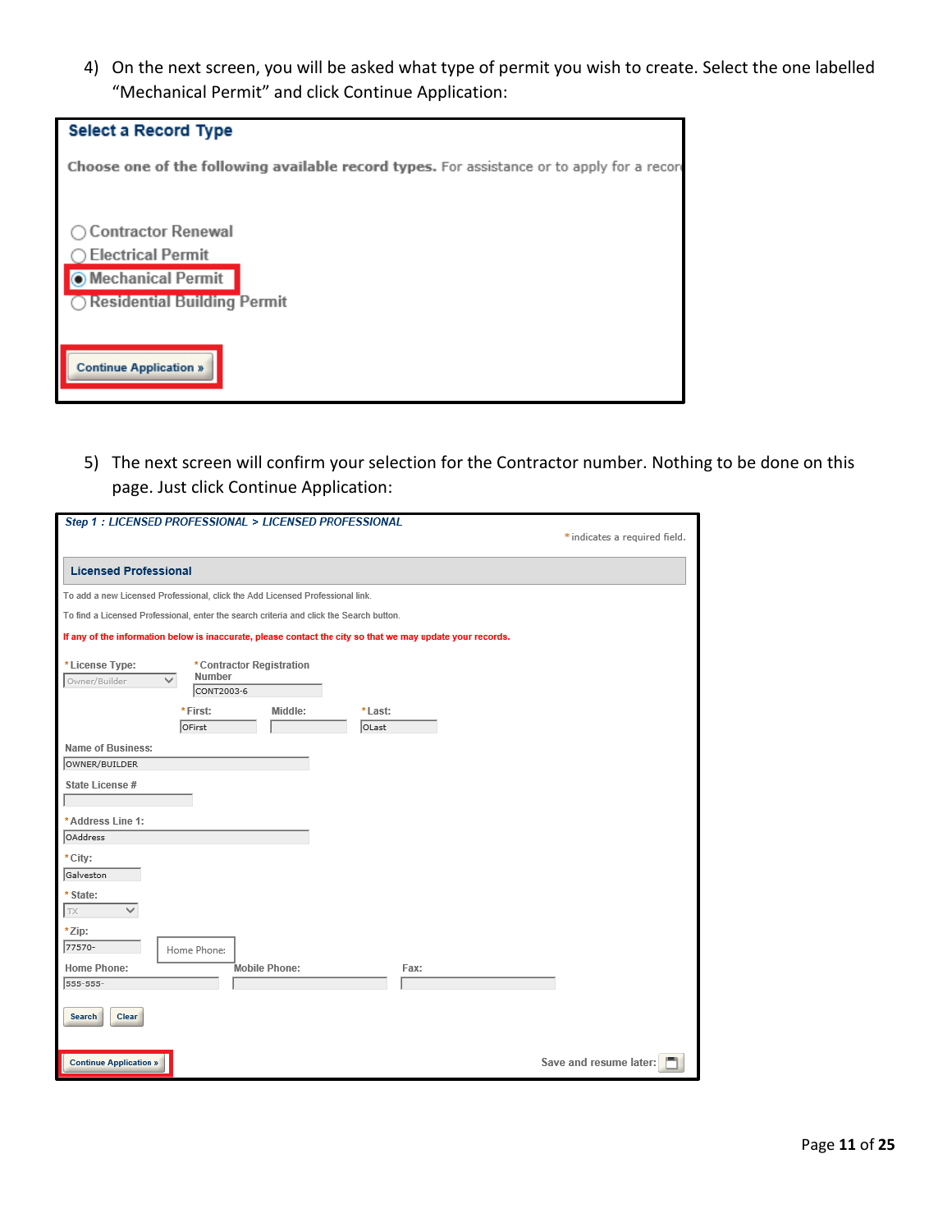4) On the next screen, you will be asked what type of permit you wish to create. Select the one labelled "Mechanical Permit" and click Continue Application:

**Select a Record Type**

**Choose one of the following available record types.** For assistance or to apply for a recor

- ○ Contractor Renewal
- ○ Electrical Permit
- ◉ Mechanical Permit
- ○ Residential Building Permit

Continue Application »

5) The next screen will confirm your selection for the Contractor number. Nothing to be done on this page. Just click Continue Application:

*Step 1 : LICENSED PROFESSIONAL > LICENSED PROFESSIONAL*

*indicates a required field.

**Licensed Professional**

To add a new Licensed Professional, click the Add Licensed Professional link.

To find a Licensed Professional, enter the search criteria and click the Search button.

If any of the information below is inaccurate, please contact the city so that we may update your records.

*License Type: Owner/Builder

*Contractor Registration Number: CONT2003-6

*First: OFirst
Middle:
*Last: OLast

Name of Business: OWNER/BUILDER

State License #

*Address Line 1: OAddress

*City: Galveston

*State: TX

*Zip: 77570-

Home Phone: 555-555-
Mobile Phone:
Fax:

Search Clear

Continue Application »

Save and resume later: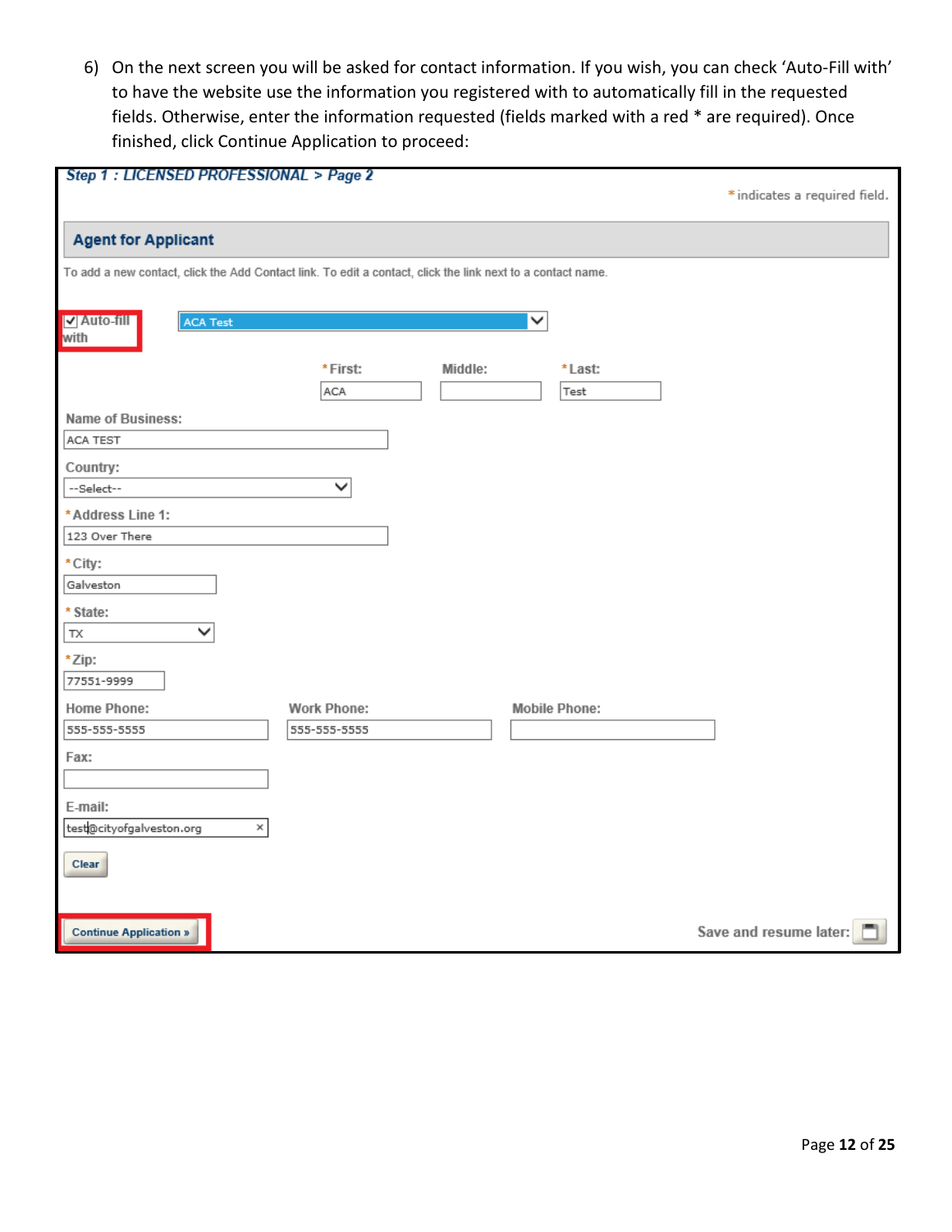6) On the next screen you will be asked for contact information. If you wish, you can check 'Auto-Fill with' to have the website use the information you registered with to automatically fill in the requested fields. Otherwise, enter the information requested (fields marked with a red * are required). Once finished, click Continue Application to proceed:

**Step 1 : LICENSED PROFESSIONAL > Page 2**

* indicates a required field.

**Agent for Applicant**

To add a new contact, click the Add Contact link. To edit a contact, click the link next to a contact name.

☑ Auto-fill with: ACA Test

*First: ACA

Middle:

*Last: Test

Name of Business: ACA TEST

Country: --Select--

*Address Line 1: 123 Over There

*City: Galveston

*State: TX

*Zip: 77551-9999

Home Phone: 555-555-5555

Work Phone: 555-555-5555

Mobile Phone:

Fax:

E-mail: test@cityofgalveston.org

Clear

Continue Application »

Save and resume later: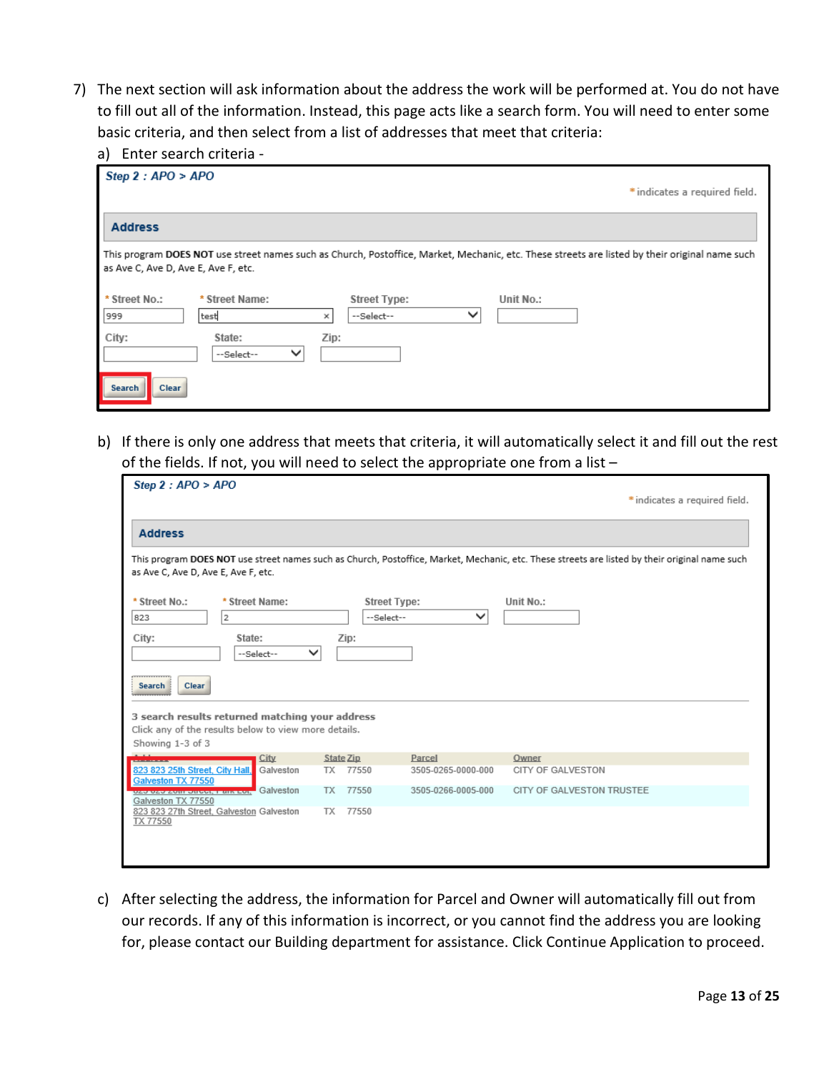7) The next section will ask information about the address the work will be performed at. You do not have to fill out all of the information. Instead, this page acts like a search form. You will need to enter some basic criteria, and then select from a list of addresses that meet that criteria:

   a) Enter search criteria -

   **Step 2 : APO > APO**

   \* indicates a required field.

   **Address**

   This program **DOES NOT** use street names such as Church, Postoffice, Market, Mechanic, etc. These streets are listed by their original name such as Ave C, Ave D, Ave E, Ave F, etc.

   \* Street No.: 999 | \* Street Name: test | Street Type: --Select-- | Unit No.:

   City: | State: --Select-- | Zip:

   Search | Clear

   b) If there is only one address that meets that criteria, it will automatically select it and fill out the rest of the fields. If not, you will need to select the appropriate one from a list –

   **Step 2 : APO > APO**

   \* indicates a required field.

   **Address**

   This program **DOES NOT** use street names such as Church, Postoffice, Market, Mechanic, etc. These streets are listed by their original name such as Ave C, Ave D, Ave E, Ave F, etc.

   \* Street No.: 823 | \* Street Name: 2 | Street Type: --Select-- | Unit No.:

   City: | State: --Select-- | Zip:

   Search | Clear

   3 search results returned matching your address
   Click any of the results below to view more details.
   Showing 1-3 of 3

   | Address | City | State | Zip | Parcel | Owner |
   |---|---|---|---|---|---|
   | 823 823 25th Street, City Hall, Galveston TX 77550 | Galveston | TX | 77550 | 3505-0265-0000-000 | CITY OF GALVESTON |
   | 823 823 26th Street, Park Lot, Galveston TX 77550 | Galveston | TX | 77550 | 3505-0266-0005-000 | CITY OF GALVESTON TRUSTEE |
   | 823 823 27th Street, Galveston TX 77550 | Galveston | TX | 77550 | | |

   c) After selecting the address, the information for Parcel and Owner will automatically fill out from our records. If any of this information is incorrect, or you cannot find the address you are looking for, please contact our Building department for assistance. Click Continue Application to proceed.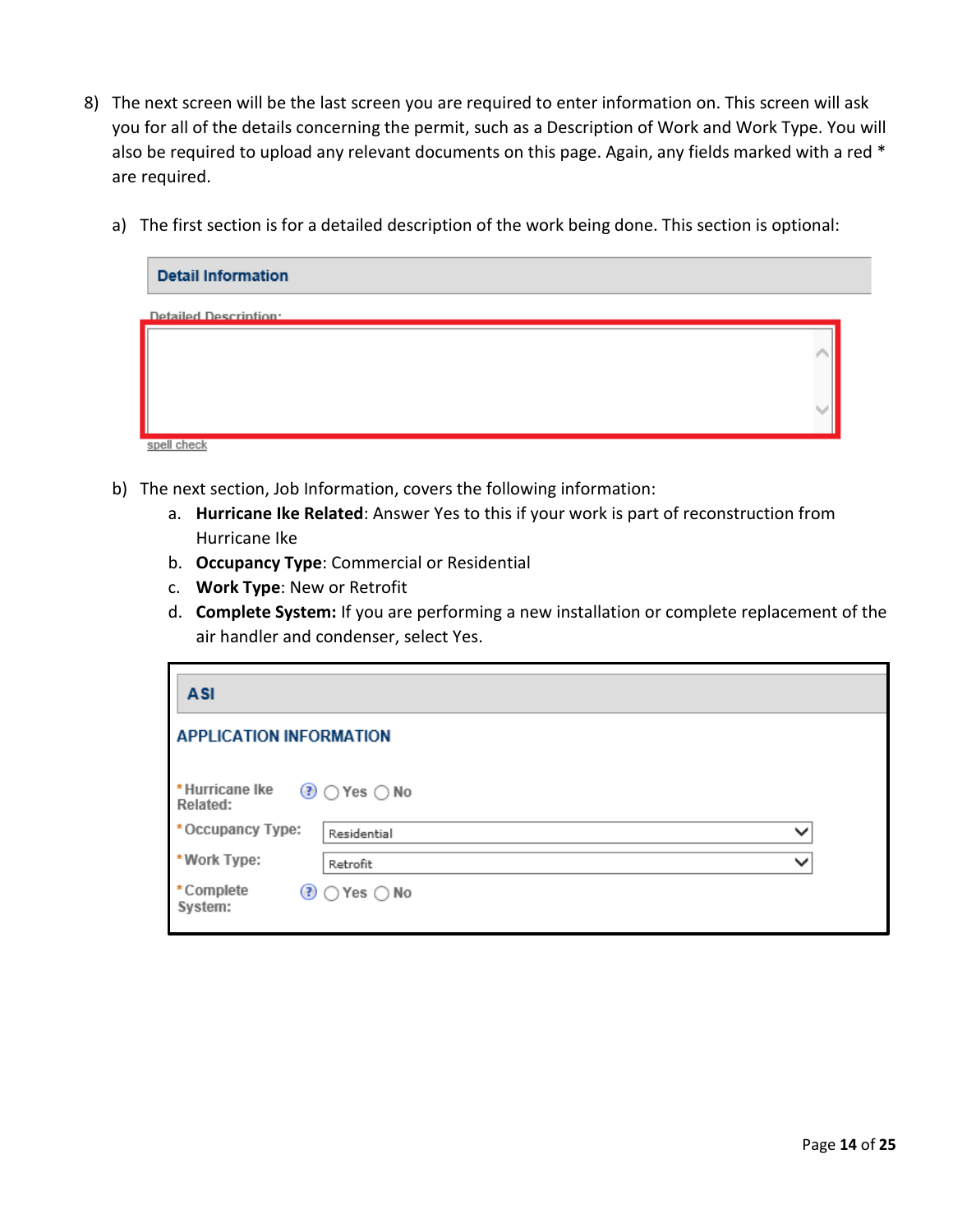8) The next screen will be the last screen you are required to enter information on. This screen will ask you for all of the details concerning the permit, such as a Description of Work and Work Type. You will also be required to upload any relevant documents on this page. Again, any fields marked with a red * are required.

   a) The first section is for a detailed description of the work being done. This section is optional:

   **Detail Information**

   Detailed Description:

   spell check

   b) The next section, Job Information, covers the following information:
      a. **Hurricane Ike Related**: Answer Yes to this if your work is part of reconstruction from Hurricane Ike
      b. **Occupancy Type**: Commercial or Residential
      c. **Work Type**: New or Retrofit
      d. **Complete System:** If you are performing a new installation or complete replacement of the air handler and condenser, select Yes.

   **ASI**

   **APPLICATION INFORMATION**

   *Hurricane Ike Related: ◯ Yes ◯ No

   *Occupancy Type: Residential

   *Work Type: Retrofit

   *Complete System: ◯ Yes ◯ No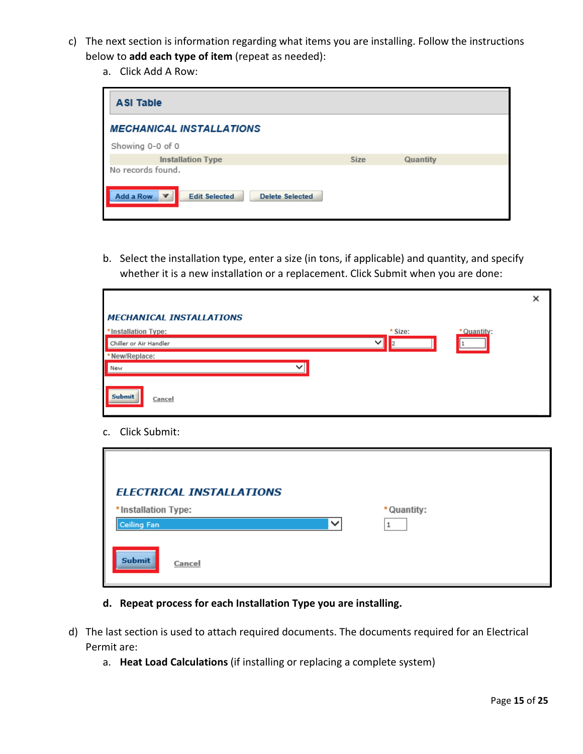c) The next section is information regarding what items you are installing. Follow the instructions below to **add each type of item** (repeat as needed):

   a. Click Add A Row:

   b. Select the installation type, enter a size (in tons, if applicable) and quantity, and specify whether it is a new installation or a replacement. Click Submit when you are done:

   c. Click Submit:

   **d. Repeat process for each Installation Type you are installing.**

d) The last section is used to attach required documents. The documents required for an Electrical Permit are:

   a. **Heat Load Calculations** (if installing or replacing a complete system)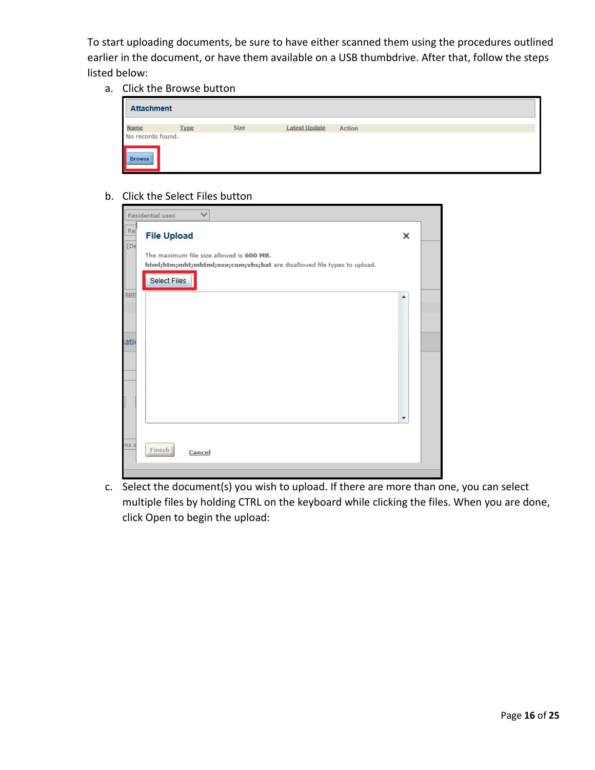To start uploading documents, be sure to have either scanned them using the procedures outlined earlier in the document, or have them available on a USB thumbdrive. After that, follow the steps listed below:

a. Click the Browse button

b. Click the Select Files button

c. Select the document(s) you wish to upload. If there are more than one, you can select multiple files by holding CTRL on the keyboard while clicking the files. When you are done, click Open to begin the upload: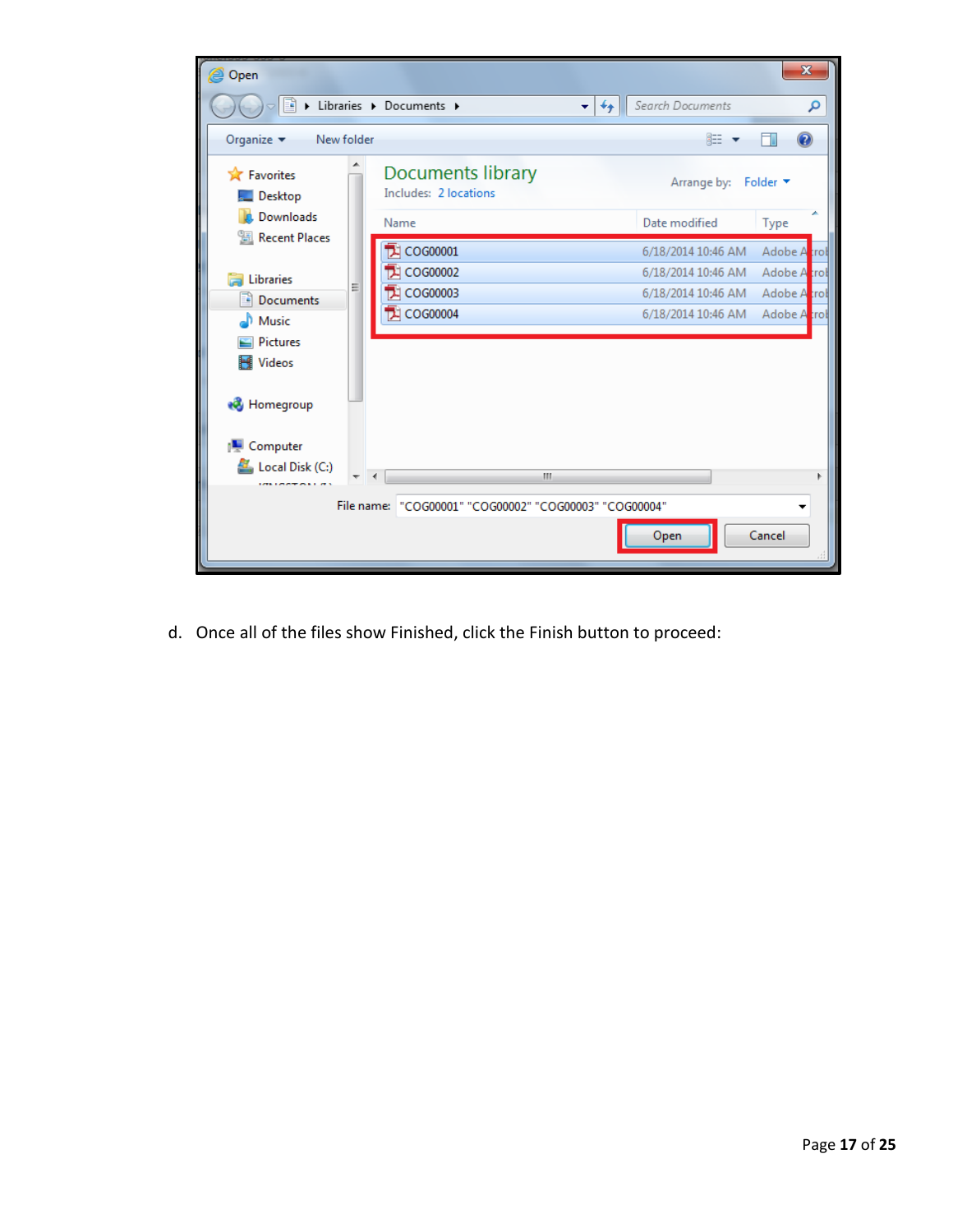d. Once all of the files show Finished, click the Finish button to proceed: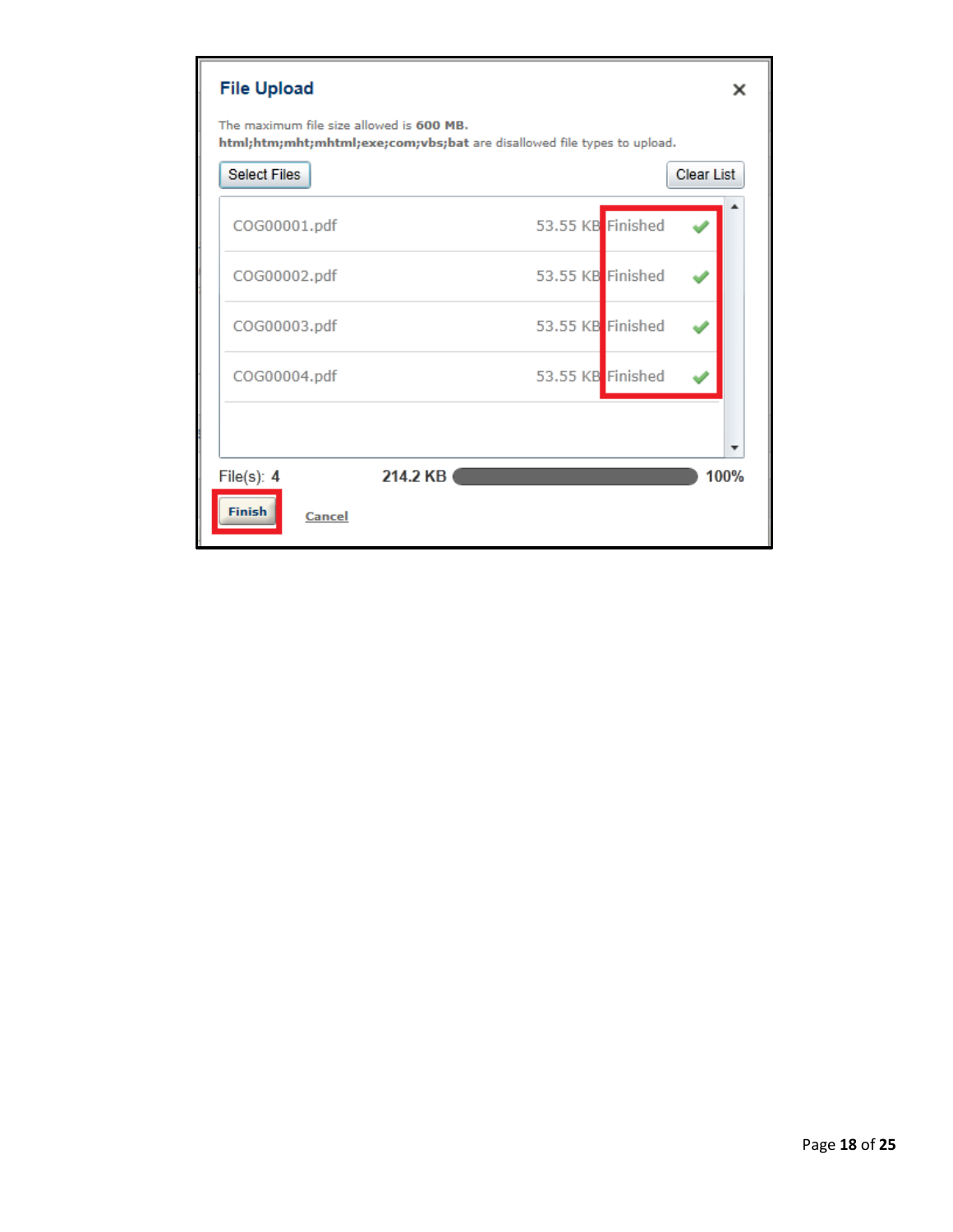## File Upload

The maximum file size allowed is **600 MB**.
**html;htm;mht;mhtml;exe;com;vbs;bat** are disallowed file types to upload.

Select Files | Clear List

| File | Size | Status |
|---|---|---|
| COG00001.pdf | 53.55 KB | Finished |
| COG00002.pdf | 53.55 KB | Finished |
| COG00003.pdf | 53.55 KB | Finished |
| COG00004.pdf | 53.55 KB | Finished |

File(s): **4** **214.2 KB** **100%**

**Finish** Cancel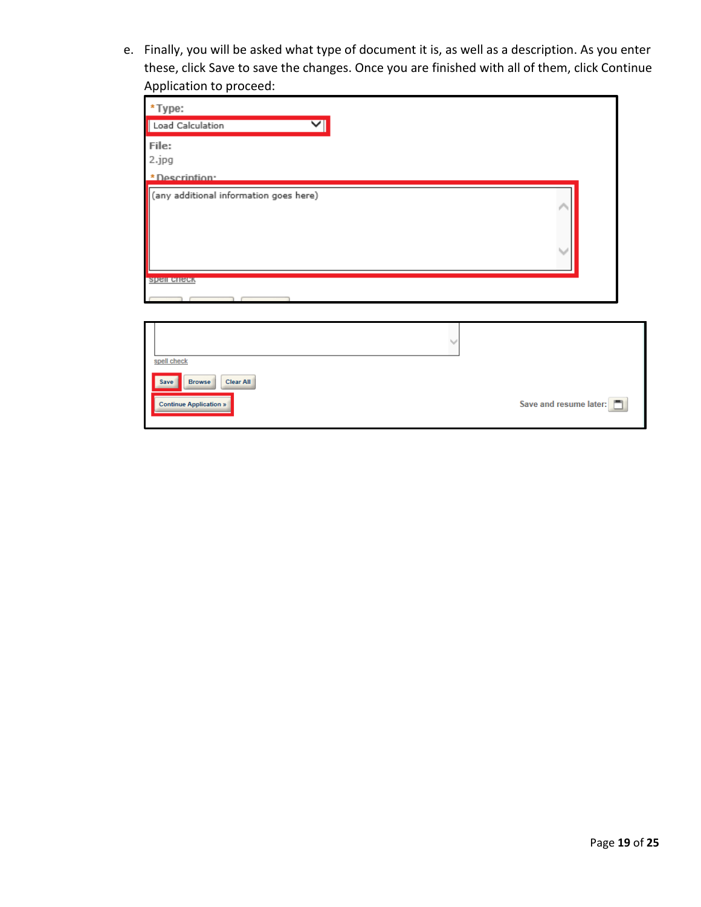e. Finally, you will be asked what type of document it is, as well as a description. As you enter these, click Save to save the changes. Once you are finished with all of them, click Continue Application to proceed: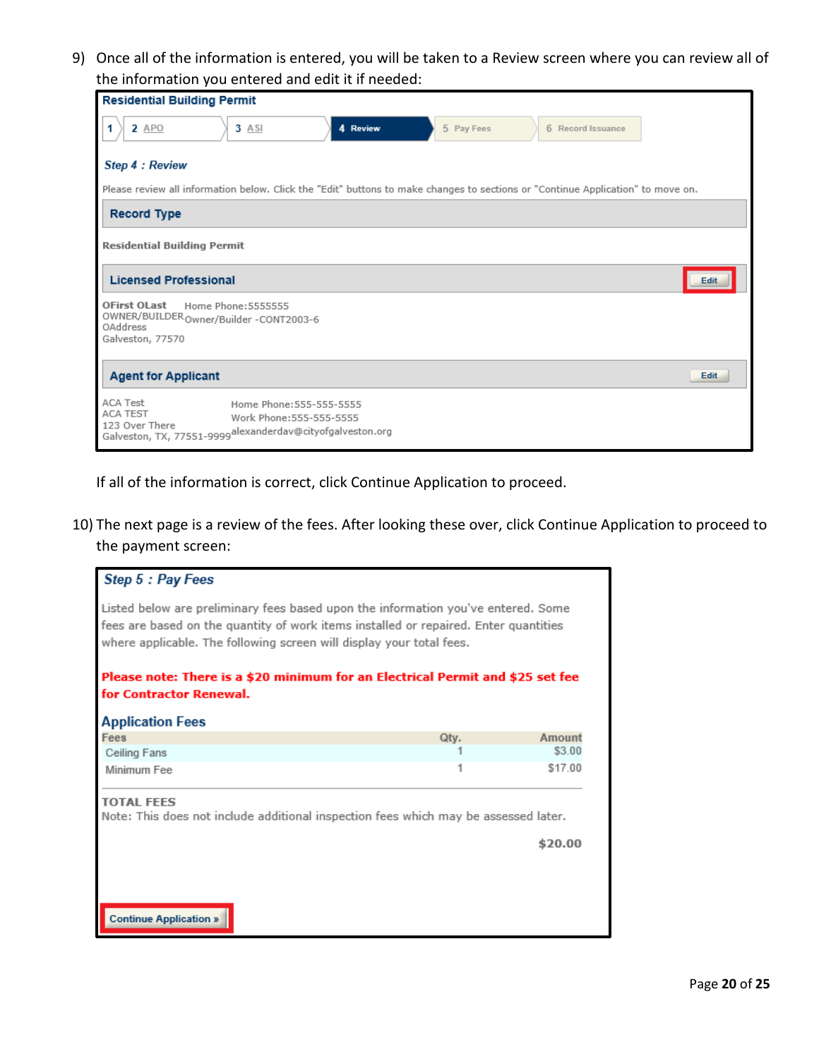9) Once all of the information is entered, you will be taken to a Review screen where you can review all of the information you entered and edit it if needed:

**Residential Building Permit**

1 | 2 APO | 3 ASI | **4 Review** | 5 Pay Fees | 6 Record Issuance

***Step 4 : Review***

Please review all information below. Click the "Edit" buttons to make changes to sections or "Continue Application" to move on.

**Record Type**

**Residential Building Permit**

**Licensed Professional** — Edit

OFirst OLast Home Phone:5555555
OWNER/BUILDER Owner/Builder -CONT2003-6
OAddress
Galveston, 77570

**Agent for Applicant** — Edit

ACA Test Home Phone:555-555-5555
ACA TEST Work Phone:555-555-5555
123 Over There alexanderdav@cityofgalveston.org
Galveston, TX, 77551-9999

If all of the information is correct, click Continue Application to proceed.

10) The next page is a review of the fees. After looking these over, click Continue Application to proceed to the payment screen:

***Step 5 : Pay Fees***

Listed below are preliminary fees based upon the information you've entered. Some fees are based on the quantity of work items installed or repaired. Enter quantities where applicable. The following screen will display your total fees.

**Please note: There is a $20 minimum for an Electrical Permit and $25 set fee for Contractor Renewal.**

**Application Fees**

| Fees | Qty. | Amount |
|---|---|---|
| Ceiling Fans | 1 | $3.00 |
| Minimum Fee | 1 | $17.00 |

**TOTAL FEES**
Note: This does not include additional inspection fees which may be assessed later.

**$20.00**

Continue Application »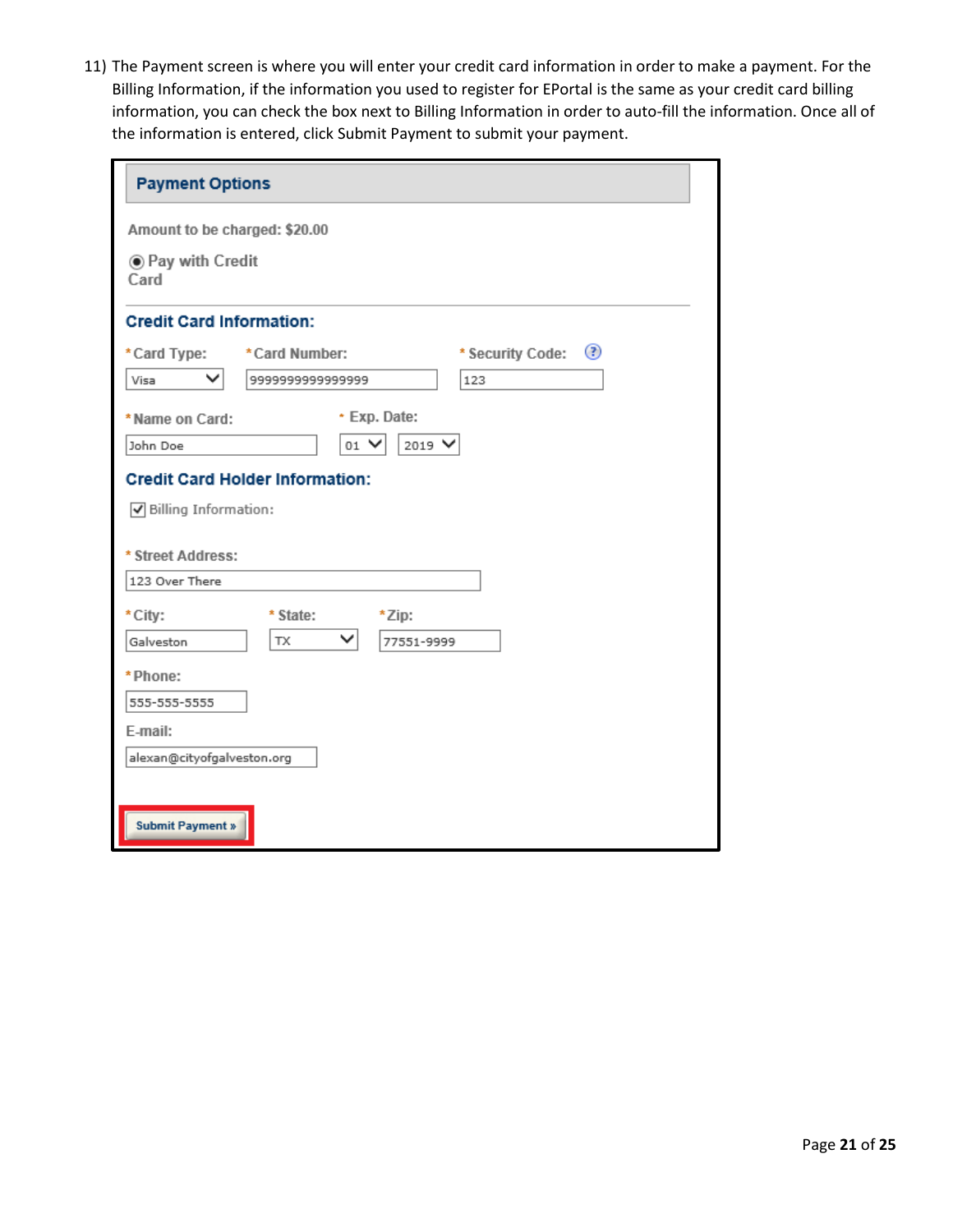11) The Payment screen is where you will enter your credit card information in order to make a payment. For the Billing Information, if the information you used to register for EPortal is the same as your credit card billing information, you can check the box next to Billing Information in order to auto-fill the information. Once all of the information is entered, click Submit Payment to submit your payment.

**Payment Options**

Amount to be charged: $20.00

(•) Pay with Credit Card

**Credit Card Information:**

*Card Type: Visa

*Card Number: 9999999999999999

*Security Code: 123

*Name on Card: John Doe

*Exp. Date: 01 2019

**Credit Card Holder Information:**

[✓] Billing Information:

*Street Address: 123 Over There

*City: Galveston

*State: TX

*Zip: 77551-9999

*Phone: 555-555-5555

E-mail: alexan@cityofgalveston.org

Submit Payment »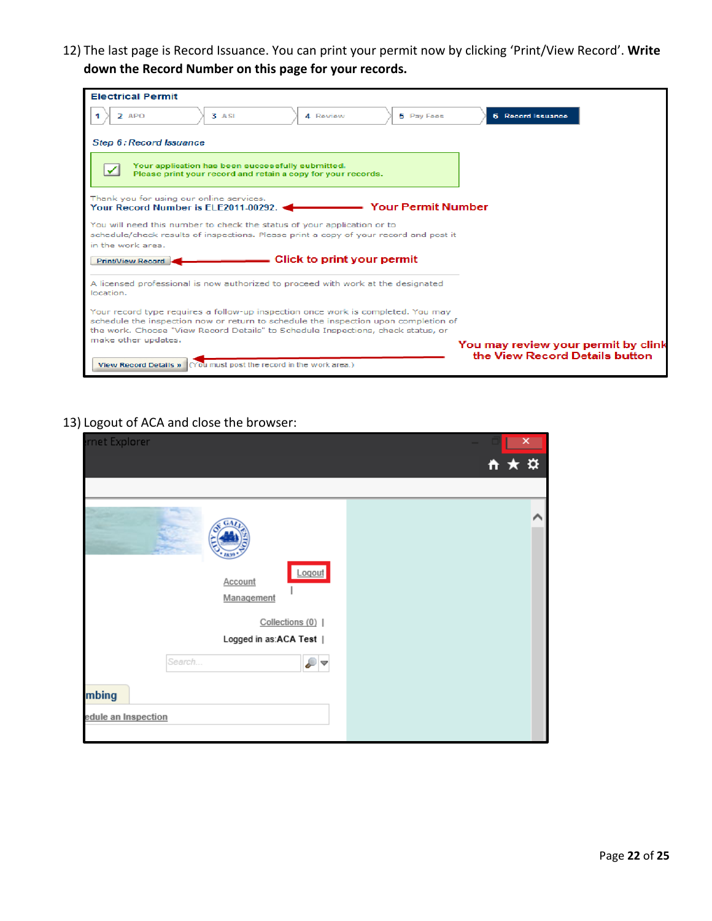12) The last page is Record Issuance. You can print your permit now by clicking 'Print/View Record'. **Write down the Record Number on this page for your records.**

Electrical Permit

1 | 2 APO | 3 ASI | 4 Review | 5 Pay Fees | 6 Record Issuance

*Step 6 : Record Issuance*

Your application has been successfully submitted.
Please print your record and retain a copy for your records.

Thank you for using our online services.
Your Record Number is ELE2011-00292. ← Your Permit Number

You will need this number to check the status of your application or to schedule/check results of inspections. Please print a copy of your record and post it in the work area.

Print/View Record ← Click to print your permit

A licensed professional is now authorized to proceed with work at the designated location.

Your record type requires a follow-up inspection once work is completed. You may schedule the inspection now or return to schedule the inspection upon completion of the work. Choose "View Record Details" to Schedule Inspections, check status, or make other updates.

View Record Details » (You must post the record in the work area.) ← You may review your permit by clink the View Record Details button

13) Logout of ACA and close the browser:

rnet Explorer

Logout

Account Management

Collections (0) |

Logged in as:ACA Test |

Search...

mbing

edule an Inspection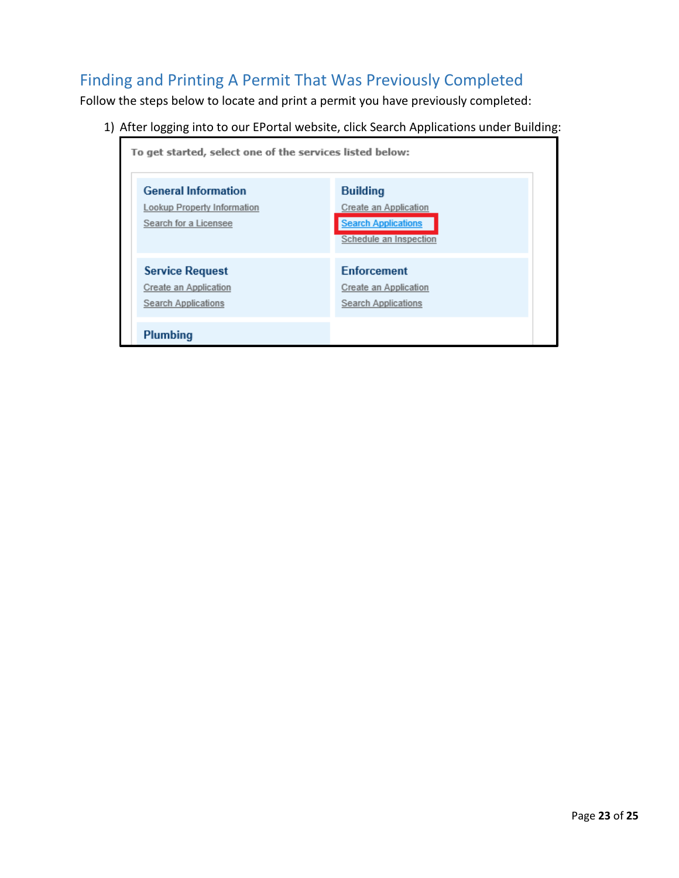## Finding and Printing A Permit That Was Previously Completed

Follow the steps below to locate and print a permit you have previously completed:

1) After logging into to our EPortal website, click Search Applications under Building:

To get started, select one of the services listed below:

**General Information**
Lookup Property Information
Search for a Licensee

**Building**
Create an Application
Search Applications
Schedule an Inspection

**Service Request**
Create an Application
Search Applications

**Enforcement**
Create an Application
Search Applications

**Plumbing**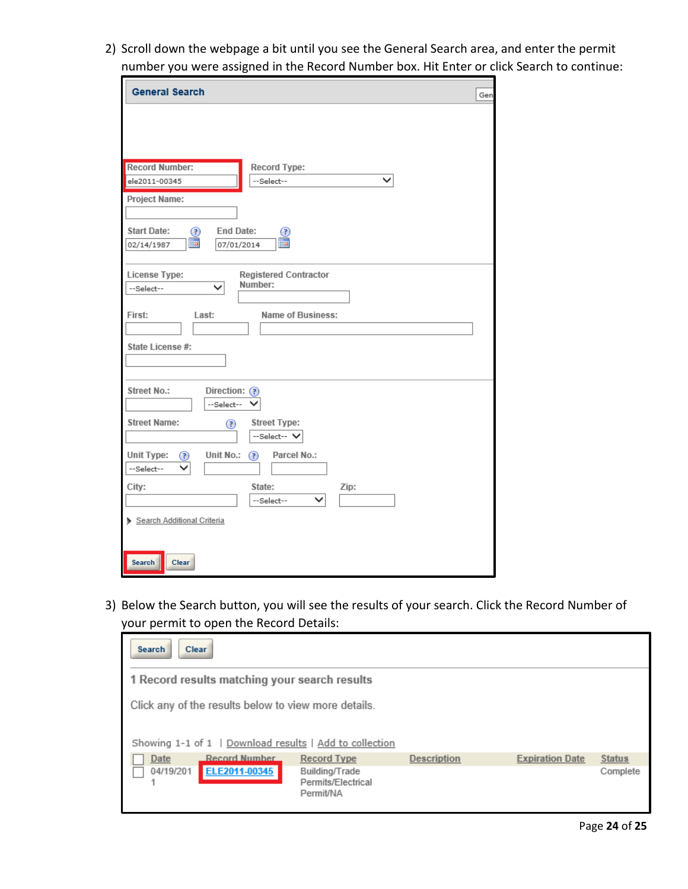2) Scroll down the webpage a bit until you see the General Search area, and enter the permit number you were assigned in the Record Number box. Hit Enter or click Search to continue:

3) Below the Search button, you will see the results of your search. Click the Record Number of your permit to open the Record Details: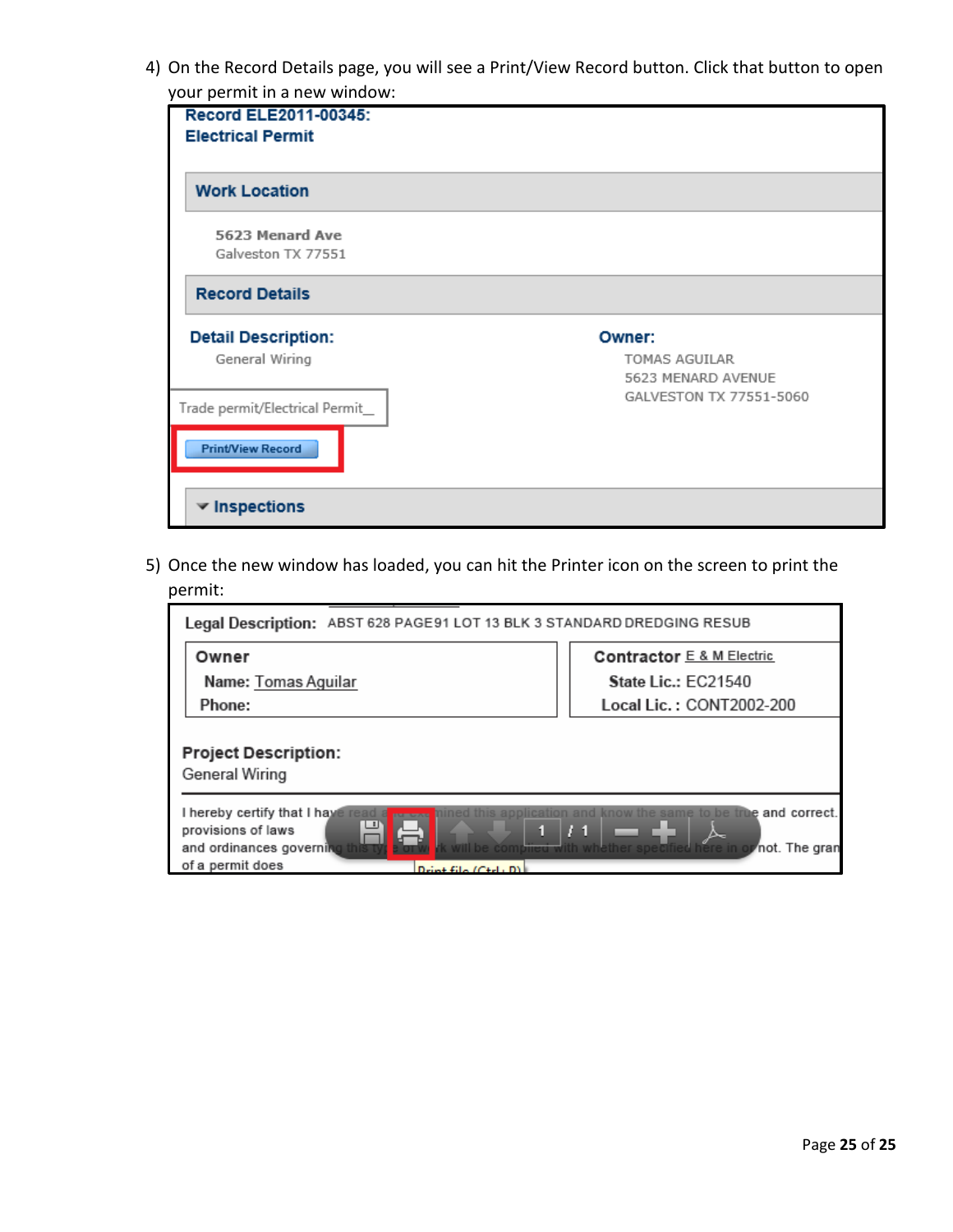4) On the Record Details page, you will see a Print/View Record button. Click that button to open your permit in a new window:

Record ELE2011-00345:
Electrical Permit

Work Location

5623 Menard Ave
Galveston TX 77551

Record Details

Detail Description:
General Wiring

Owner:
TOMAS AGUILAR
5623 MENARD AVENUE
GALVESTON TX 77551-5060

Trade permit/Electrical Permit_

Print/View Record

Inspections

5) Once the new window has loaded, you can hit the Printer icon on the screen to print the permit:

Legal Description: ABST 628 PAGE91 LOT 13 BLK 3 STANDARD DREDGING RESUB

Owner
Name: Tomas Aguilar
Phone:

Contractor E & M Electric
State Lic.: EC21540
Local Lic. : CONT2002-200

Project Description:
General Wiring

I hereby certify that I have read and examined this application and know the same to be true and correct. provisions of laws and ordinances governing this type of work will be complied with whether specified here in or not. The grant of a permit does

Print file (Ctrl+P)